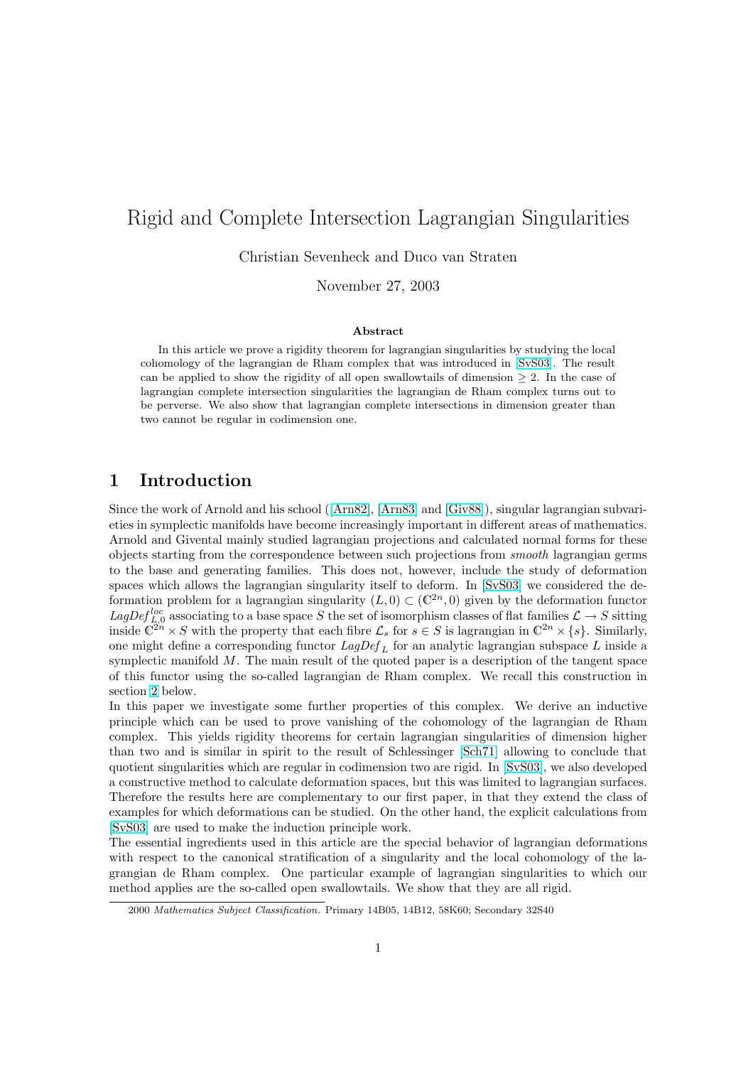# Rigid and Complete Intersection Lagrangian Singularities

Christian Sevenheck and Duco van Straten

November 27, 2003

**Abstract**

In this article we prove a rigidity theorem for lagrangian singularities by studying the local cohomology of the lagrangian de Rham complex that was introduced in [SvS03]. The result can be applied to show the rigidity of all open swallowtails of dimension $\geq 2$. In the case of lagrangian complete intersection singularities the lagrangian de Rham complex turns out to be perverse. We also show that lagrangian complete intersections in dimension greater than two cannot be regular in codimension one.

## 1 Introduction

Since the work of Arnold and his school ([Arn82], [Arn83] and [Giv88]), singular lagrangian subvarieties in symplectic manifolds have become increasingly important in different areas of mathematics. Arnold and Givental mainly studied lagrangian projections and calculated normal forms for these objects starting from the correspondence between such projections from *smooth* lagrangian germs to the base and generating families. This does not, however, include the study of deformation spaces which allows the lagrangian singularity itself to deform. In [SvS03] we considered the deformation problem for a lagrangian singularity $(L, 0) \subset (\mathbb{C}^{2n}, 0)$ given by the deformation functor $LagDef^{loc}_{L,0}$ associating to a base space $S$ the set of isomorphism classes of flat families $\mathcal{L} \to S$ sitting inside $\mathbb{C}^{2n} \times S$ with the property that each fibre $\mathcal{L}_s$ for $s \in S$ is lagrangian in $\mathbb{C}^{2n} \times \{s\}$. Similarly, one might define a corresponding functor $LagDef_L$ for an analytic lagrangian subspace $L$ inside a symplectic manifold $M$. The main result of the quoted paper is a description of the tangent space of this functor using the so-called lagrangian de Rham complex. We recall this construction in section 2 below.

In this paper we investigate some further properties of this complex. We derive an inductive principle which can be used to prove vanishing of the cohomology of the lagrangian de Rham complex. This yields rigidity theorems for certain lagrangian singularities of dimension higher than two and is similar in spirit to the result of Schlessinger [Sch71] allowing to conclude that quotient singularities which are regular in codimension two are rigid. In [SvS03], we also developed a constructive method to calculate deformation spaces, but this was limited to lagrangian surfaces. Therefore the results here are complementary to our first paper, in that they extend the class of examples for which deformations can be studied. On the other hand, the explicit calculations from [SvS03] are used to make the induction principle work.

The essential ingredients used in this article are the special behavior of lagrangian deformations with respect to the canonical stratification of a singularity and the local cohomology of the lagrangian de Rham complex. One particular example of lagrangian singularities to which our method applies are the so-called open swallowtails. We show that they are all rigid.

2000 *Mathematics Subject Classification.* Primary 14B05, 14B12, 58K60; Secondary 32S40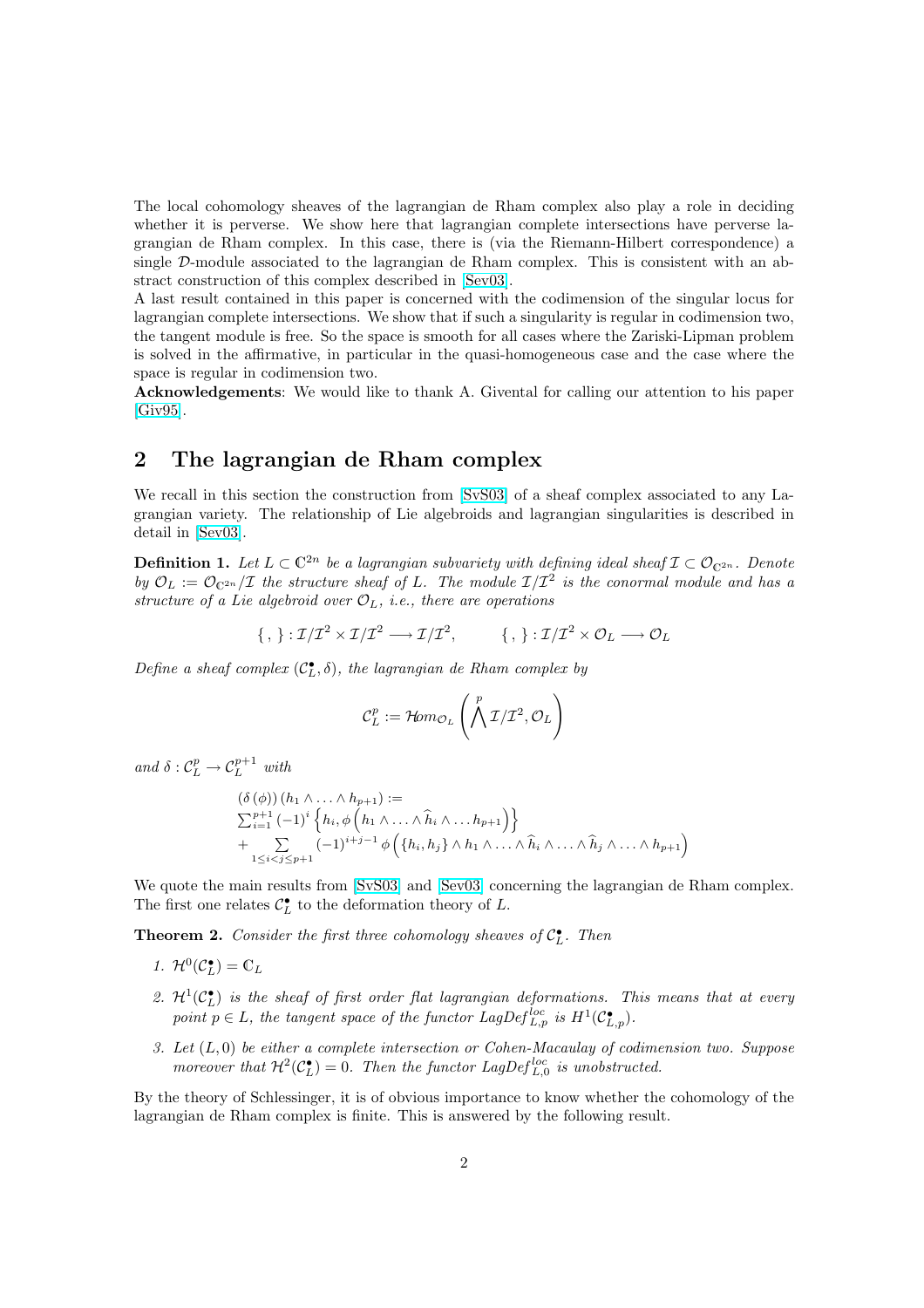The local cohomology sheaves of the lagrangian de Rham complex also play a role in deciding whether it is perverse. We show here that lagrangian complete intersections have perverse lagrangian de Rham complex. In this case, there is (via the Riemann-Hilbert correspondence) a single $\mathcal{D}$-module associated to the lagrangian de Rham complex. This is consistent with an abstract construction of this complex described in [Sev03].

A last result contained in this paper is concerned with the codimension of the singular locus for lagrangian complete intersections. We show that if such a singularity is regular in codimension two, the tangent module is free. So the space is smooth for all cases where the Zariski-Lipman problem is solved in the affirmative, in particular in the quasi-homogeneous case and the case where the space is regular in codimension two.

**Acknowledgements**: We would like to thank A. Givental for calling our attention to his paper [Giv95].

## 2 The lagrangian de Rham complex

We recall in this section the construction from [SvS03] of a sheaf complex associated to any Lagrangian variety. The relationship of Lie algebroids and lagrangian singularities is described in detail in [Sev03].

**Definition 1.** *Let $L \subset \mathbb{C}^{2n}$ be a lagrangian subvariety with defining ideal sheaf $\mathcal{I} \subset \mathcal{O}_{\mathbb{C}^{2n}}$. Denote by $\mathcal{O}_L := \mathcal{O}_{\mathbb{C}^{2n}}/\mathcal{I}$ the structure sheaf of $L$. The module $\mathcal{I}/\mathcal{I}^2$ is the conormal module and has a structure of a Lie algebroid over $\mathcal{O}_L$, i.e., there are operations*

$$\{\, ,\, \} : \mathcal{I}/\mathcal{I}^2 \times \mathcal{I}/\mathcal{I}^2 \longrightarrow \mathcal{I}/\mathcal{I}^2, \qquad \{\, ,\, \} : \mathcal{I}/\mathcal{I}^2 \times \mathcal{O}_L \longrightarrow \mathcal{O}_L$$

*Define a sheaf complex $(\mathcal{C}^\bullet_L, \delta)$, the lagrangian de Rham complex by*

$$\mathcal{C}^p_L := \mathcal{H}om_{\mathcal{O}_L}\left(\bigwedge^p \mathcal{I}/\mathcal{I}^2, \mathcal{O}_L\right)$$

*and $\delta : \mathcal{C}^p_L \to \mathcal{C}^{p+1}_L$ with*

$$\begin{array}{l}
(\delta(\phi))(h_1 \wedge \ldots \wedge h_{p+1}) := \\
\sum_{i=1}^{p+1} (-1)^i \left\{ h_i, \phi\left(h_1 \wedge \ldots \wedge \widehat{h}_i \wedge \ldots h_{p+1}\right)\right\} \\
+ \sum\limits_{1 \leq i < j \leq p+1} (-1)^{i+j-1} \phi\left(\{h_i, h_j\} \wedge h_1 \wedge \ldots \wedge \widehat{h}_i \wedge \ldots \wedge \widehat{h}_j \wedge \ldots \wedge h_{p+1}\right)
\end{array}$$

We quote the main results from [SvS03] and [Sev03] concerning the lagrangian de Rham complex. The first one relates $\mathcal{C}^\bullet_L$ to the deformation theory of $L$.

**Theorem 2.** *Consider the first three cohomology sheaves of $\mathcal{C}^\bullet_L$. Then*

1. *$\mathcal{H}^0(\mathcal{C}^\bullet_L) = \mathbb{C}_L$*
2. *$\mathcal{H}^1(\mathcal{C}^\bullet_L)$ is the sheaf of first order flat lagrangian deformations. This means that at every point $p \in L$, the tangent space of the functor $LagDef^{loc}_{L,p}$ is $H^1(\mathcal{C}^\bullet_{L,p})$.*
3. *Let $(L, 0)$ be either a complete intersection or Cohen-Macaulay of codimension two. Suppose moreover that $\mathcal{H}^2(\mathcal{C}^\bullet_L) = 0$. Then the functor $LagDef^{loc}_{L,0}$ is unobstructed.*

By the theory of Schlessinger, it is of obvious importance to know whether the cohomology of the lagrangian de Rham complex is finite. This is answered by the following result.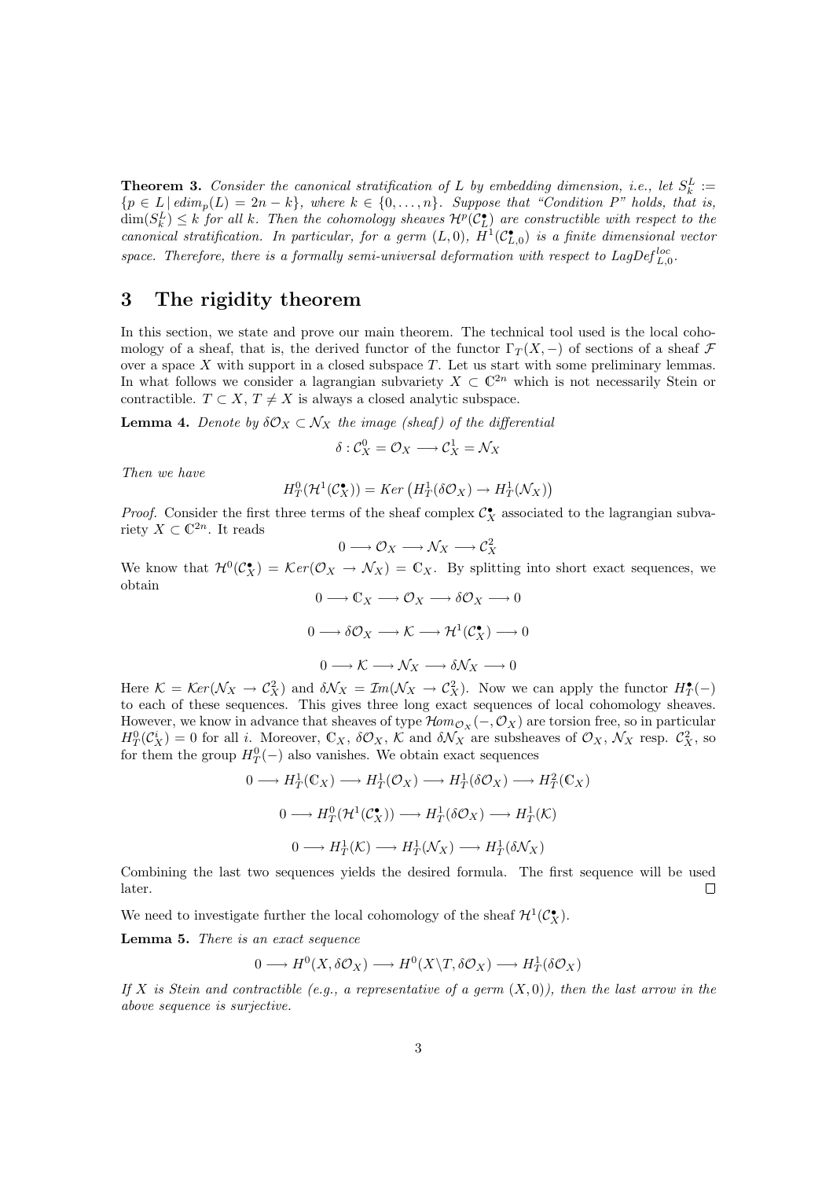**Theorem 3.** *Consider the canonical stratification of $L$ by embedding dimension, i.e., let $S_k^L := \{p \in L \mid edim_p(L) = 2n - k\}$, where $k \in \{0, \ldots, n\}$. Suppose that "Condition P" holds, that is, $\dim(S_k^L) \leq k$ for all $k$. Then the cohomology sheaves $\mathcal{H}^p(\mathcal{C}_L^\bullet)$ are constructible with respect to the canonical stratification. In particular, for a germ $(L, 0)$, $H^1(\mathcal{C}_{L,0}^\bullet)$ is a finite dimensional vector space. Therefore, there is a formally semi-universal deformation with respect to $LagDef_{L,0}^{loc}$.*

## 3 The rigidity theorem

In this section, we state and prove our main theorem. The technical tool used is the local cohomology of a sheaf, that is, the derived functor of the functor $\Gamma_T(X, -)$ of sections of a sheaf $\mathcal{F}$ over a space $X$ with support in a closed subspace $T$. Let us start with some preliminary lemmas. In what follows we consider a lagrangian subvariety $X \subset \mathbb{C}^{2n}$ which is not necessarily Stein or contractible. $T \subset X$, $T \neq X$ is always a closed analytic subspace.

**Lemma 4.** *Denote by $\delta\mathcal{O}_X \subset \mathcal{N}_X$ the image (sheaf) of the differential*

$$\delta : \mathcal{C}_X^0 = \mathcal{O}_X \longrightarrow \mathcal{C}_X^1 = \mathcal{N}_X$$

*Then we have*

$$H_T^0(\mathcal{H}^1(\mathcal{C}_X^\bullet)) = Ker\left(H_T^1(\delta\mathcal{O}_X) \to H_T^1(\mathcal{N}_X)\right)$$

*Proof.* Consider the first three terms of the sheaf complex $\mathcal{C}_X^\bullet$ associated to the lagrangian subvariety $X \subset \mathbb{C}^{2n}$. It reads

$$0 \longrightarrow \mathcal{O}_X \longrightarrow \mathcal{N}_X \longrightarrow \mathcal{C}_X^2$$

We know that $\mathcal{H}^0(\mathcal{C}_X^\bullet) = \mathcal{K}er(\mathcal{O}_X \to \mathcal{N}_X) = \mathbb{C}_X$. By splitting into short exact sequences, we obtain

$$0 \longrightarrow \mathbb{C}_X \longrightarrow \mathcal{O}_X \longrightarrow \delta\mathcal{O}_X \longrightarrow 0$$

$$0 \longrightarrow \delta\mathcal{O}_X \longrightarrow \mathcal{K} \longrightarrow \mathcal{H}^1(\mathcal{C}_X^\bullet) \longrightarrow 0$$

$$0 \longrightarrow \mathcal{K} \longrightarrow \mathcal{N}_X \longrightarrow \delta\mathcal{N}_X \longrightarrow 0$$

Here $\mathcal{K} = \mathcal{K}er(\mathcal{N}_X \to \mathcal{C}_X^2)$ and $\delta\mathcal{N}_X = \mathcal{I}m(\mathcal{N}_X \to \mathcal{C}_X^2)$. Now we can apply the functor $H_T^\bullet(-)$ to each of these sequences. This gives three long exact sequences of local cohomology sheaves. However, we know in advance that sheaves of type $\mathcal{H}om_{\mathcal{O}_X}(-, \mathcal{O}_X)$ are torsion free, so in particular $H_T^0(\mathcal{C}_X^i) = 0$ for all $i$. Moreover, $\mathbb{C}_X$, $\delta\mathcal{O}_X$, $\mathcal{K}$ and $\delta\mathcal{N}_X$ are subsheaves of $\mathcal{O}_X$, $\mathcal{N}_X$ resp. $\mathcal{C}_X^2$, so for them the group $H_T^0(-)$ also vanishes. We obtain exact sequences

$$0 \longrightarrow H_T^1(\mathbb{C}_X) \longrightarrow H_T^1(\mathcal{O}_X) \longrightarrow H_T^1(\delta\mathcal{O}_X) \longrightarrow H_T^2(\mathbb{C}_X)$$

$$0 \longrightarrow H_T^0(\mathcal{H}^1(\mathcal{C}_X^\bullet)) \longrightarrow H_T^1(\delta\mathcal{O}_X) \longrightarrow H_T^1(\mathcal{K})$$

$$0 \longrightarrow H_T^1(\mathcal{K}) \longrightarrow H_T^1(\mathcal{N}_X) \longrightarrow H_T^1(\delta\mathcal{N}_X)$$

Combining the last two sequences yields the desired formula. The first sequence will be used later. $\square$

We need to investigate further the local cohomology of the sheaf $\mathcal{H}^1(\mathcal{C}_X^\bullet)$.

**Lemma 5.** *There is an exact sequence*

$$0 \longrightarrow H^0(X, \delta\mathcal{O}_X) \longrightarrow H^0(X \backslash T, \delta\mathcal{O}_X) \longrightarrow H_T^1(\delta\mathcal{O}_X)$$

*If $X$ is Stein and contractible (e.g., a representative of a germ $(X, 0)$), then the last arrow in the above sequence is surjective.*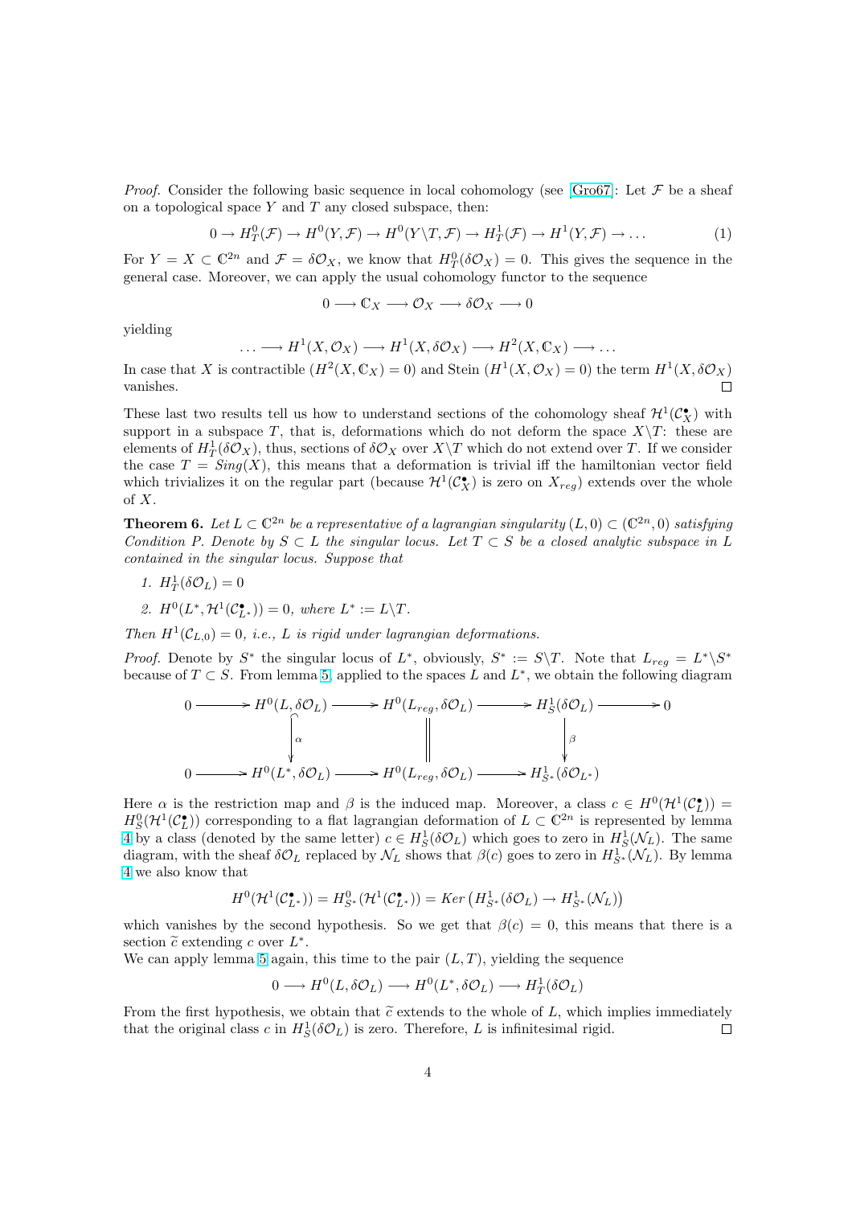*Proof.* Consider the following basic sequence in local cohomology (see [Gro67]: Let $\mathcal{F}$ be a sheaf on a topological space $Y$ and $T$ any closed subspace, then:

$$0 \to H^0_T(\mathcal{F}) \to H^0(Y, \mathcal{F}) \to H^0(Y \backslash T, \mathcal{F}) \to H^1_T(\mathcal{F}) \to H^1(Y, \mathcal{F}) \to \dots \tag{1}$$

For $Y = X \subset \mathbb{C}^{2n}$ and $\mathcal{F} = \delta\mathcal{O}_X$, we know that $H^0_T(\delta\mathcal{O}_X) = 0$. This gives the sequence in the general case. Moreover, we can apply the usual cohomology functor to the sequence

$$0 \longrightarrow \mathbb{C}_X \longrightarrow \mathcal{O}_X \longrightarrow \delta\mathcal{O}_X \longrightarrow 0$$

yielding

$$\dots \longrightarrow H^1(X, \mathcal{O}_X) \longrightarrow H^1(X, \delta\mathcal{O}_X) \longrightarrow H^2(X, \mathbb{C}_X) \longrightarrow \dots$$

In case that $X$ is contractible ($H^2(X, \mathbb{C}_X) = 0$) and Stein ($H^1(X, \mathcal{O}_X) = 0$) the term $H^1(X, \delta\mathcal{O}_X)$ vanishes. $\square$

These last two results tell us how to understand sections of the cohomology sheaf $\mathcal{H}^1(\mathcal{C}^\bullet_X)$ with support in a subspace $T$, that is, deformations which do not deform the space $X \backslash T$: these are elements of $H^1_T(\delta\mathcal{O}_X)$, thus, sections of $\delta\mathcal{O}_X$ over $X \backslash T$ which do not extend over $T$. If we consider the case $T = Sing(X)$, this means that a deformation is trivial iff the hamiltonian vector field which trivializes it on the regular part (because $\mathcal{H}^1(\mathcal{C}^\bullet_X)$ is zero on $X_{reg}$) extends over the whole of $X$.

**Theorem 6.** *Let $L \subset \mathbb{C}^{2n}$ be a representative of a lagrangian singularity $(L, 0) \subset (\mathbb{C}^{2n}, 0)$ satisfying Condition P. Denote by $S \subset L$ the singular locus. Let $T \subset S$ be a closed analytic subspace in $L$ contained in the singular locus. Suppose that*

1. *$H^1_T(\delta\mathcal{O}_L) = 0$*
2. *$H^0(L^*, \mathcal{H}^1(\mathcal{C}^\bullet_{L^*})) = 0$, where $L^* := L \backslash T$.*

*Then $H^1(\mathcal{C}_{L,0}) = 0$, i.e., $L$ is rigid under lagrangian deformations.*

*Proof.* Denote by $S^*$ the singular locus of $L^*$, obviously, $S^* := S \backslash T$. Note that $L_{reg} = L^* \backslash S^*$ because of $T \subset S$. From lemma 5, applied to the spaces $L$ and $L^*$, we obtain the following diagram

$$\begin{array}{ccccccccc}
0 & \longrightarrow & H^0(L, \delta\mathcal{O}_L) & \longrightarrow & H^0(L_{reg}, \delta\mathcal{O}_L) & \longrightarrow & H^1_S(\delta\mathcal{O}_L) & \longrightarrow & 0 \\
 & & \big\downarrow \alpha & & \big\| & & \big\downarrow \beta & & \\
0 & \longrightarrow & H^0(L^*, \delta\mathcal{O}_L) & \longrightarrow & H^0(L_{reg}, \delta\mathcal{O}_L) & \longrightarrow & H^1_{S^*}(\delta\mathcal{O}_{L^*}) & &
\end{array}$$

Here $\alpha$ is the restriction map and $\beta$ is the induced map. Moreover, a class $c \in H^0(\mathcal{H}^1(\mathcal{C}^\bullet_L)) = H^0_S(\mathcal{H}^1(\mathcal{C}^\bullet_L))$ corresponding to a flat lagrangian deformation of $L \subset \mathbb{C}^{2n}$ is represented by lemma 4 by a class (denoted by the same letter) $c \in H^1_S(\delta\mathcal{O}_L)$ which goes to zero in $H^1_S(\mathcal{N}_L)$. The same diagram, with the sheaf $\delta\mathcal{O}_L$ replaced by $\mathcal{N}_L$ shows that $\beta(c)$ goes to zero in $H^1_{S^*}(\mathcal{N}_L)$. By lemma 4 we also know that

$$H^0(\mathcal{H}^1(\mathcal{C}^\bullet_{L^*})) = H^0_{S^*}(\mathcal{H}^1(\mathcal{C}^\bullet_{L^*})) = Ker\left(H^1_{S^*}(\delta\mathcal{O}_L) \to H^1_{S^*}(\mathcal{N}_L)\right)$$

which vanishes by the second hypothesis. So we get that $\beta(c) = 0$, this means that there is a section $\widetilde{c}$ extending $c$ over $L^*$.

We can apply lemma 5 again, this time to the pair $(L, T)$, yielding the sequence

$$0 \longrightarrow H^0(L, \delta\mathcal{O}_L) \longrightarrow H^0(L^*, \delta\mathcal{O}_L) \longrightarrow H^1_T(\delta\mathcal{O}_L)$$

From the first hypothesis, we obtain that $\widetilde{c}$ extends to the whole of $L$, which implies immediately that the original class $c$ in $H^1_S(\delta\mathcal{O}_L)$ is zero. Therefore, $L$ is infinitesimal rigid. $\square$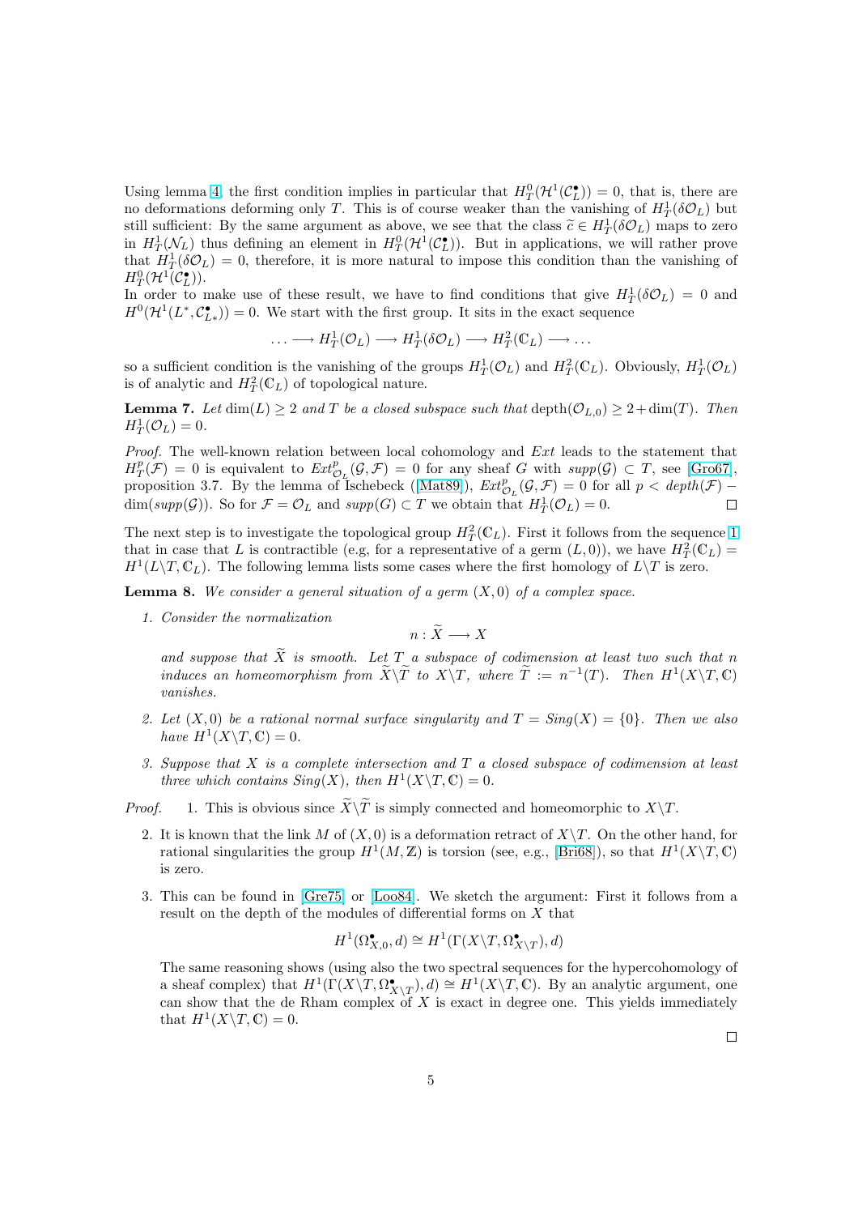Using lemma 4, the first condition implies in particular that $H^0_T(\mathcal{H}^1(\mathcal{C}^\bullet_L)) = 0$, that is, there are no deformations deforming only $T$. This is of course weaker than the vanishing of $H^1_T(\delta\mathcal{O}_L)$ but still sufficient: By the same argument as above, we see that the class $\widetilde{c} \in H^1_T(\delta\mathcal{O}_L)$ maps to zero in $H^1_T(\mathcal{N}_L)$ thus defining an element in $H^0_T(\mathcal{H}^1(\mathcal{C}^\bullet_L))$. But in applications, we will rather prove that $H^1_T(\delta\mathcal{O}_L) = 0$, therefore, it is more natural to impose this condition than the vanishing of $H^0_T(\mathcal{H}^1(\mathcal{C}^\bullet_L))$.
In order to make use of these result, we have to find conditions that give $H^1_T(\delta\mathcal{O}_L) = 0$ and $H^0(\mathcal{H}^1(L^*, \mathcal{C}^\bullet_{L*})) = 0$. We start with the first group. It sits in the exact sequence

$$\ldots \longrightarrow H^1_T(\mathcal{O}_L) \longrightarrow H^1_T(\delta\mathcal{O}_L) \longrightarrow H^2_T(\mathbb{C}_L) \longrightarrow \ldots$$

so a sufficient condition is the vanishing of the groups $H^1_T(\mathcal{O}_L)$ and $H^2_T(\mathbb{C}_L)$. Obviously, $H^1_T(\mathcal{O}_L)$ is of analytic and $H^2_T(\mathbb{C}_L)$ of topological nature.

**Lemma 7.** *Let* $\dim(L) \geq 2$ *and* $T$ *be a closed subspace such that* $\mathrm{depth}(\mathcal{O}_{L,0}) \geq 2 + \dim(T)$. *Then* $H^1_T(\mathcal{O}_L) = 0$.

*Proof.* The well-known relation between local cohomology and *Ext* leads to the statement that $H^p_T(\mathcal{F}) = 0$ is equivalent to $Ext^p_{\mathcal{O}_L}(\mathcal{G}, \mathcal{F}) = 0$ for any sheaf $G$ with $supp(\mathcal{G}) \subset T$, see [Gro67], proposition 3.7. By the lemma of Ischebeck ([Mat89]), $Ext^p_{\mathcal{O}_L}(\mathcal{G}, \mathcal{F}) = 0$ for all $p < depth(\mathcal{F}) - \dim(supp(\mathcal{G}))$. So for $\mathcal{F} = \mathcal{O}_L$ and $supp(G) \subset T$ we obtain that $H^1_T(\mathcal{O}_L) = 0$. □

The next step is to investigate the topological group $H^2_T(\mathbb{C}_L)$. First it follows from the sequence 1 that in case that $L$ is contractible (e.g, for a representative of a germ $(L,0)$), we have $H^2_T(\mathbb{C}_L) = H^1(L\backslash T, \mathbb{C}_L)$. The following lemma lists some cases where the first homology of $L\backslash T$ is zero.

**Lemma 8.** *We consider a general situation of a germ* $(X,0)$ *of a complex space.*

1. *Consider the normalization*
$$n : \widetilde{X} \longrightarrow X$$
*and suppose that* $\widetilde{X}$ *is smooth. Let* $T$ *a subspace of codimension at least two such that* $n$ *induces an homeomorphism from* $\widetilde{X}\backslash\widetilde{T}$ *to* $X\backslash T$, *where* $\widetilde{T} := n^{-1}(T)$. *Then* $H^1(X\backslash T, \mathbb{C})$ *vanishes.*

2. *Let* $(X,0)$ *be a rational normal surface singularity and* $T = Sing(X) = \{0\}$. *Then we also have* $H^1(X\backslash T, \mathbb{C}) = 0$.

3. *Suppose that* $X$ *is a complete intersection and* $T$ *a closed subspace of codimension at least three which contains* $Sing(X)$, *then* $H^1(X\backslash T, \mathbb{C}) = 0$.

*Proof.*

1. This is obvious since $\widetilde{X}\backslash\widetilde{T}$ is simply connected and homeomorphic to $X\backslash T$.

2. It is known that the link $M$ of $(X,0)$ is a deformation retract of $X\backslash T$. On the other hand, for rational singularities the group $H^1(M, \mathbb{Z})$ is torsion (see, e.g., [Bri68]), so that $H^1(X\backslash T, \mathbb{C})$ is zero.

3. This can be found in [Gre75] or [Loo84]. We sketch the argument: First it follows from a result on the depth of the modules of differential forms on $X$ that
$$H^1(\Omega^\bullet_{X,0}, d) \cong H^1(\Gamma(X\backslash T, \Omega^\bullet_{X\backslash T}), d)$$
The same reasoning shows (using also the two spectral sequences for the hypercohomology of a sheaf complex) that $H^1(\Gamma(X\backslash T, \Omega^\bullet_{X\backslash T}), d) \cong H^1(X\backslash T, \mathbb{C})$. By an analytic argument, one can show that the de Rham complex of $X$ is exact in degree one. This yields immediately that $H^1(X\backslash T, \mathbb{C}) = 0$.

□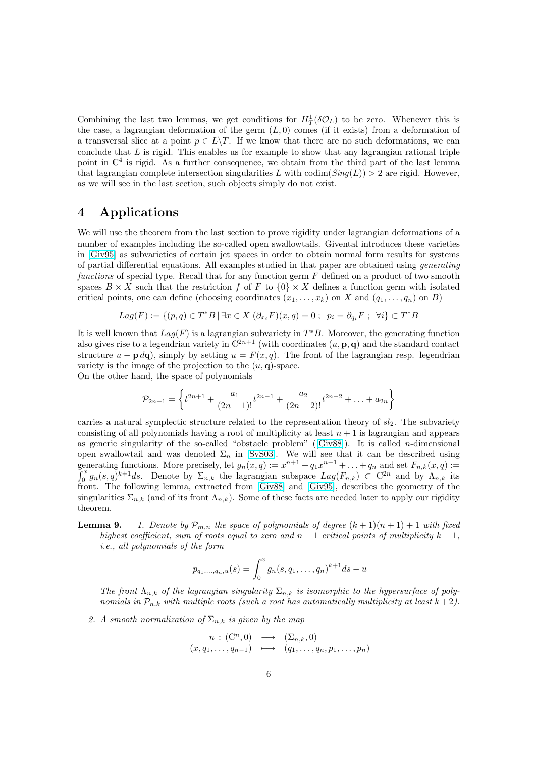Combining the last two lemmas, we get conditions for $H^1_T(\delta\mathcal{O}_L)$ to be zero. Whenever this is the case, a lagrangian deformation of the germ $(L, 0)$ comes (if it exists) from a deformation of a transversal slice at a point $p \in L\backslash T$. If we know that there are no such deformations, we can conclude that $L$ is rigid. This enables us for example to show that any lagrangian rational triple point in $\mathbb{C}^4$ is rigid. As a further consequence, we obtain from the third part of the last lemma that lagrangian complete intersection singularities $L$ with $\text{codim}(Sing(L)) > 2$ are rigid. However, as we will see in the last section, such objects simply do not exist.

# 4 Applications

We will use the theorem from the last section to prove rigidity under lagrangian deformations of a number of examples including the so-called open swallowtails. Giventals introduces these varieties in [Giv95] as subvarieties of certain jet spaces in order to obtain normal form results for systems of partial differential equations. All examples studied in that paper are obtained using *generating functions* of special type. Recall that for any function germ $F$ defined on a product of two smooth spaces $B \times X$ such that the restriction $f$ of $F$ to $\{0\} \times X$ defines a function germ with isolated critical points, one can define (choosing coordinates $(x_1, \ldots, x_k)$ on $X$ and $(q_1, \ldots, q_n)$ on $B$)

$$Lag(F) := \{(p, q) \in T^*B \,|\, \exists x \in X \ (\partial_{x_i} F)(x, q) = 0\ ; \ \ p_i = \partial_{q_i} F\ ; \ \ \forall i\} \subset T^*B$$

It is well known that $Lag(F)$ is a lagrangian subvariety in $T^*B$. Moreover, the generating function also gives rise to a legendrian variety in $\mathbb{C}^{2n+1}$ (with coordinates $(u, \mathbf{p}, \mathbf{q})$ and the standard contact structure $u - \mathbf{p}\, d\mathbf{q}$), simply by setting $u = F(x, q)$. The front of the lagrangian resp. legendrian variety is the image of the projection to the $(u, \mathbf{q})$-space.
On the other hand, the space of polynomials

$$\mathcal{P}_{2n+1} = \left\{ t^{2n+1} + \frac{a_1}{(2n-1)!} t^{2n-1} + \frac{a_2}{(2n-2)!} t^{2n-2} + \ldots + a_{2n} \right\}$$

carries a natural symplectic structure related to the representation theory of $sl_2$. The subvariety consisting of all polynomials having a root of multiplicity at least $n+1$ is lagrangian and appears as generic singularity of the so-called "obstacle problem" ([Giv88]). It is called $n$-dimensional open swallowtail and was denoted $\Sigma_n$ in [SvS03]. We will see that it can be described using generating functions. More precisely, let $g_n(x, q) := x^{n+1} + q_1 x^{n-1} + \ldots + q_n$ and set $F_{n,k}(x, q) := \int_0^x g_n(s, q)^{k+1} ds$. Denote by $\Sigma_{n,k}$ the lagrangian subspace $Lag(F_{n,k}) \subset \mathbb{C}^{2n}$ and by $\Lambda_{n,k}$ its front. The following lemma, extracted from [Giv88] and [Giv95], describes the geometry of the singularities $\Sigma_{n,k}$ (and of its front $\Lambda_{n,k}$). Some of these facts are needed later to apply our rigidity theorem.

**Lemma 9.** *1. Denote by $\mathcal{P}_{m,n}$ the space of polynomials of degree $(k+1)(n+1)+1$ with fixed highest coefficient, sum of roots equal to zero and $n+1$ critical points of multiplicity $k+1$, i.e., all polynomials of the form*

$$p_{q_1,\ldots,q_n,u}(s) = \int_0^x g_n(s, q_1, \ldots, q_n)^{k+1} ds - u$$

*The front $\Lambda_{n,k}$ of the lagrangian singularity $\Sigma_{n,k}$ is isomorphic to the hypersurface of polynomials in $\mathcal{P}_{n,k}$ with multiple roots (such a root has automatically multiplicity at least $k+2$).*

*2. A smooth normalization of $\Sigma_{n,k}$ is given by the map*

$$\begin{array}{rcl} n\,:\,(\mathbb{C}^n, 0) & \longrightarrow & (\Sigma_{n,k}, 0) \\ (x, q_1, \ldots, q_{n-1}) & \longmapsto & (q_1, \ldots, q_n, p_1, \ldots, p_n) \end{array}$$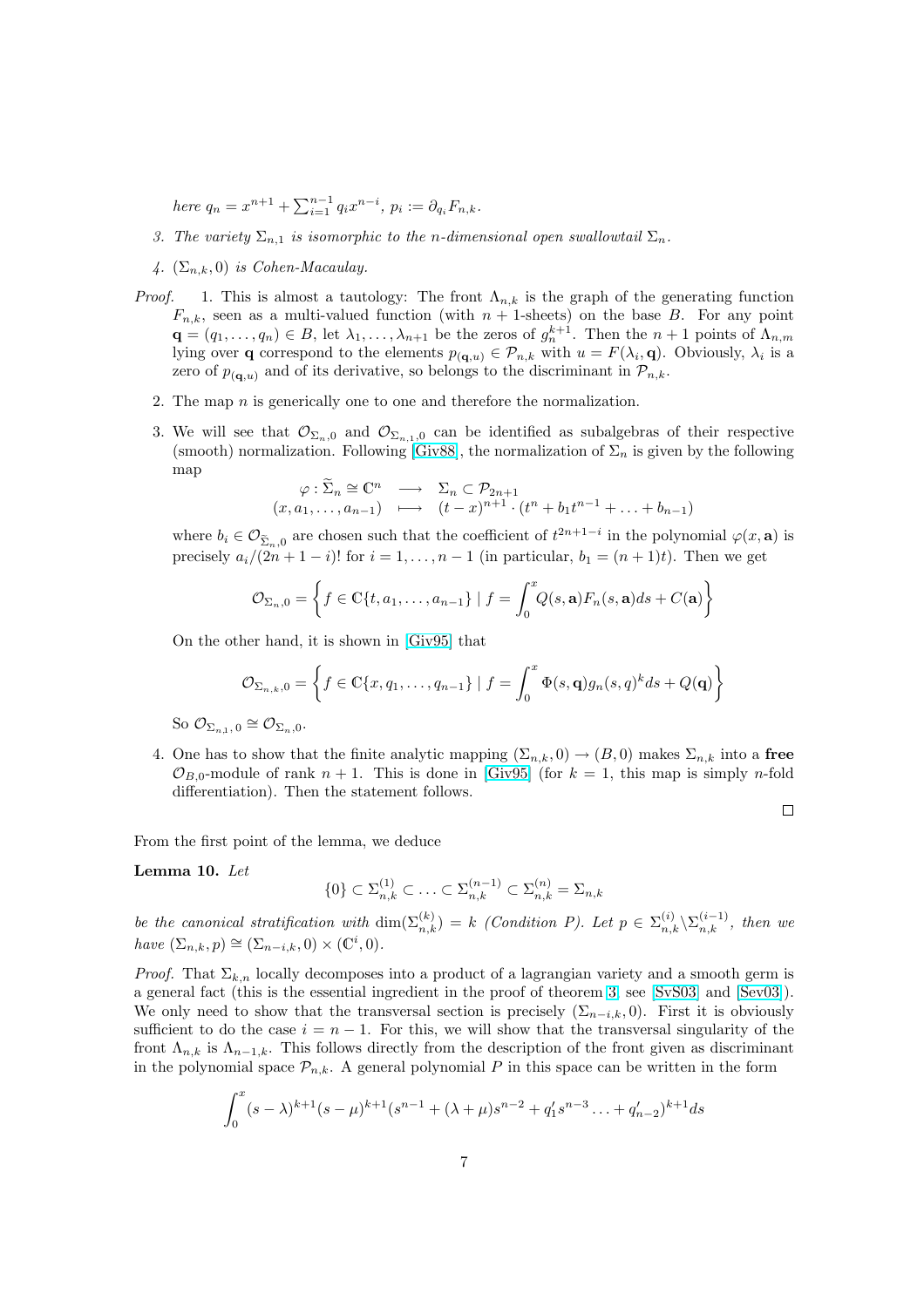here $q_n = x^{n+1} + \sum_{i=1}^{n-1} q_i x^{n-i}$, $p_i := \partial_{q_i} F_{n,k}$.

3. *The variety $\Sigma_{n,1}$ is isomorphic to the n-dimensional open swallowtail $\Sigma_n$.*

4. *$(\Sigma_{n,k}, 0)$ is Cohen-Macaulay.*

*Proof.* 1. This is almost a tautology: The front $\Lambda_{n,k}$ is the graph of the generating function $F_{n,k}$, seen as a multi-valued function (with $n+1$-sheets) on the base $B$. For any point $\mathbf{q} = (q_1, \ldots, q_n) \in B$, let $\lambda_1, \ldots, \lambda_{n+1}$ be the zeros of $g_n^{k+1}$. Then the $n+1$ points of $\Lambda_{n,m}$ lying over $\mathbf{q}$ correspond to the elements $p_{(\mathbf{q},u)} \in \mathcal{P}_{n,k}$ with $u = F(\lambda_i, \mathbf{q})$. Obviously, $\lambda_i$ is a zero of $p_{(\mathbf{q},u)}$ and of its derivative, so belongs to the discriminant in $\mathcal{P}_{n,k}$.

2. The map $n$ is generically one to one and therefore the normalization.

3. We will see that $\mathcal{O}_{\Sigma_n,0}$ and $\mathcal{O}_{\Sigma_{n,1},0}$ can be identified as subalgebras of their respective (smooth) normalization. Following [Giv88], the normalization of $\Sigma_n$ is given by the following map

$$\begin{array}{rcl} \varphi : \widetilde{\Sigma}_n \cong \mathbb{C}^n & \longrightarrow & \Sigma_n \subset \mathcal{P}_{2n+1} \\ (x, a_1, \ldots, a_{n-1}) & \longmapsto & (t-x)^{n+1} \cdot (t^n + b_1 t^{n-1} + \ldots + b_{n-1}) \end{array}$$

where $b_i \in \mathcal{O}_{\widetilde{\Sigma}_n,0}$ are chosen such that the coefficient of $t^{2n+1-i}$ in the polynomial $\varphi(x, \mathbf{a})$ is precisely $a_i/(2n+1-i)!$ for $i = 1, \ldots, n-1$ (in particular, $b_1 = (n+1)t$). Then we get

$$\mathcal{O}_{\Sigma_n,0} = \left\{ f \in \mathbb{C}\{t, a_1, \ldots, a_{n-1}\} \mid f = \int_0^x Q(s, \mathbf{a}) F_n(s, \mathbf{a}) ds + C(\mathbf{a}) \right\}$$

On the other hand, it is shown in [Giv95] that

$$\mathcal{O}_{\Sigma_{n,k},0} = \left\{ f \in \mathbb{C}\{x, q_1, \ldots, q_{n-1}\} \mid f = \int_0^x \Phi(s, \mathbf{q}) g_n(s, q)^k ds + Q(\mathbf{q}) \right\}$$

So $\mathcal{O}_{\Sigma_{n,1},0} \cong \mathcal{O}_{\Sigma_n,0}$.

4. One has to show that the finite analytic mapping $(\Sigma_{n,k}, 0) \to (B, 0)$ makes $\Sigma_{n,k}$ into a **free** $\mathcal{O}_{B,0}$-module of rank $n+1$. This is done in [Giv95] (for $k=1$, this map is simply $n$-fold differentiation). Then the statement follows.

∎

From the first point of the lemma, we deduce

**Lemma 10.** *Let*

$$\{0\} \subset \Sigma_{n,k}^{(1)} \subset \ldots \subset \Sigma_{n,k}^{(n-1)} \subset \Sigma_{n,k}^{(n)} = \Sigma_{n,k}$$

*be the canonical stratification with $\dim(\Sigma_{n,k}^{(k)}) = k$ (Condition P). Let $p \in \Sigma_{n,k}^{(i)} \backslash \Sigma_{n,k}^{(i-1)}$, then we have $(\Sigma_{n,k}, p) \cong (\Sigma_{n-i,k}, 0) \times (\mathbb{C}^i, 0)$.*

*Proof.* That $\Sigma_{k,n}$ locally decomposes into a product of a lagrangian variety and a smooth germ is a general fact (this is the essential ingredient in the proof of theorem 3, see [SvS03] and [Sev03]). We only need to show that the transversal section is precisely $(\Sigma_{n-i,k}, 0)$. First it is obviously sufficient to do the case $i = n-1$. For this, we will show that the transversal singularity of the front $\Lambda_{n,k}$ is $\Lambda_{n-1,k}$. This follows directly from the description of the front given as discriminant in the polynomial space $\mathcal{P}_{n,k}$. A general polynomial $P$ in this space can be written in the form

$$\int_0^x (s-\lambda)^{k+1}(s-\mu)^{k+1}(s^{n-1} + (\lambda+\mu)s^{n-2} + q_1' s^{n-3} \ldots + q_{n-2}')^{k+1} ds$$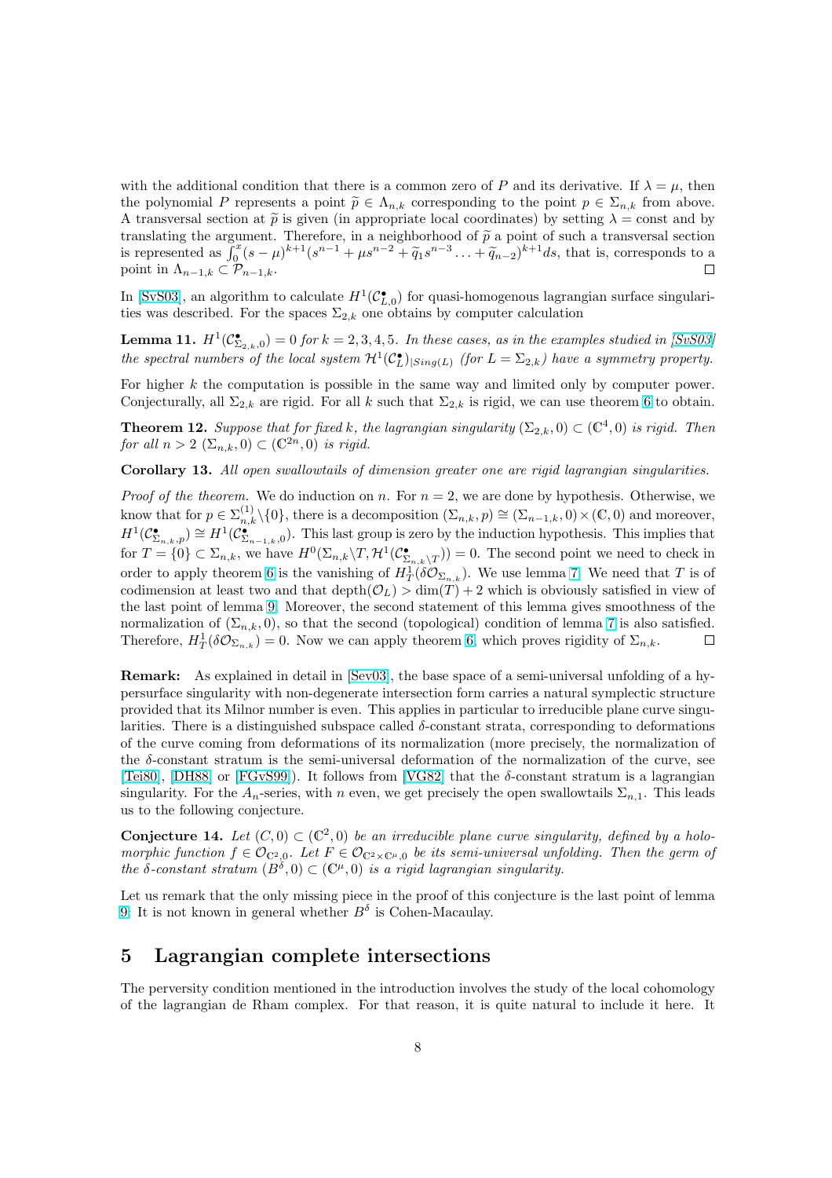with the additional condition that there is a common zero of $P$ and its derivative. If $\lambda = \mu$, then the polynomial $P$ represents a point $\widetilde{p} \in \Lambda_{n,k}$ corresponding to the point $p \in \Sigma_{n,k}$ from above. A transversal section at $\widetilde{p}$ is given (in appropriate local coordinates) by setting $\lambda = $ const and by translating the argument. Therefore, in a neighborhood of $\widetilde{p}$ a point of such a transversal section is represented as $\int_0^x (s-\mu)^{k+1}(s^{n-1} + \mu s^{n-2} + \widetilde{q}_1 s^{n-3} \ldots + \widetilde{q}_{n-2})^{k+1} ds$, that is, corresponds to a point in $\Lambda_{n-1,k} \subset \mathcal{P}_{n-1,k}$. $\square$

In [SvS03], an algorithm to calculate $H^1(\mathcal{C}^\bullet_{L,0})$ for quasi-homogenous lagrangian surface singularities was described. For the spaces $\Sigma_{2,k}$ one obtains by computer calculation

**Lemma 11.** *$H^1(\mathcal{C}^\bullet_{\Sigma_{2,k},0}) = 0$ for $k = 2, 3, 4, 5$. In these cases, as in the examples studied in [SvS03] the spectral numbers of the local system $\mathcal{H}^1(\mathcal{C}^\bullet_L)_{|Sing(L)}$ (for $L = \Sigma_{2,k}$) have a symmetry property.*

For higher $k$ the computation is possible in the same way and limited only by computer power. Conjecturally, all $\Sigma_{2,k}$ are rigid. For all $k$ such that $\Sigma_{2,k}$ is rigid, we can use theorem 6 to obtain.

**Theorem 12.** *Suppose that for fixed $k$, the lagrangian singularity $(\Sigma_{2,k}, 0) \subset (\mathbb{C}^4, 0)$ is rigid. Then for all $n > 2$ $(\Sigma_{n,k}, 0) \subset (\mathbb{C}^{2n}, 0)$ is rigid.*

**Corollary 13.** *All open swallowtails of dimension greater one are rigid lagrangian singularities.*

*Proof of the theorem.* We do induction on $n$. For $n = 2$, we are done by hypothesis. Otherwise, we know that for $p \in \Sigma^{(1)}_{n,k} \backslash \{0\}$, there is a decomposition $(\Sigma_{n,k}, p) \cong (\Sigma_{n-1,k}, 0) \times (\mathbb{C}, 0)$ and moreover, $H^1(\mathcal{C}^\bullet_{\Sigma_{n,k},p}) \cong H^1(\mathcal{C}^\bullet_{\Sigma_{n-1,k},0})$. This last group is zero by the induction hypothesis. This implies that for $T = \{0\} \subset \Sigma_{n,k}$, we have $H^0(\Sigma_{n,k} \backslash T, \mathcal{H}^1(\mathcal{C}^\bullet_{\Sigma_{n,k} \backslash T})) = 0$. The second point we need to check in order to apply theorem 6 is the vanishing of $H^1_T(\delta \mathcal{O}_{\Sigma_{n,k}})$. We use lemma 7. We need that $T$ is of codimension at least two and that $\mathrm{depth}(\mathcal{O}_L) > \dim(T) + 2$ which is obviously satisfied in view of the last point of lemma 9. Moreover, the second statement of this lemma gives smoothness of the normalization of $(\Sigma_{n,k}, 0)$, so that the second (topological) condition of lemma 7 is also satisfied. Therefore, $H^1_T(\delta \mathcal{O}_{\Sigma_{n,k}}) = 0$. Now we can apply theorem 6, which proves rigidity of $\Sigma_{n,k}$. $\square$

**Remark:** As explained in detail in [Sev03], the base space of a semi-universal unfolding of a hypersurface singularity with non-degenerate intersection form carries a natural symplectic structure provided that its Milnor number is even. This applies in particular to irreducible plane curve singularities. There is a distinguished subspace called $\delta$-constant strata, corresponding to deformations of the curve coming from deformations of its normalization (more precisely, the normalization of the $\delta$-constant stratum is the semi-universal deformation of the normalization of the curve, see [Tei80], [DH88] or [FGvS99]). It follows from [VG82] that the $\delta$-constant stratum is a lagrangian singularity. For the $A_n$-series, with $n$ even, we get precisely the open swallowtails $\Sigma_{n,1}$. This leads us to the following conjecture.

**Conjecture 14.** *Let $(C, 0) \subset (\mathbb{C}^2, 0)$ be an irreducible plane curve singularity, defined by a holomorphic function $f \in \mathcal{O}_{\mathbb{C}^2,0}$. Let $F \in \mathcal{O}_{\mathbb{C}^2 \times \mathbb{C}^\mu, 0}$ be its semi-universal unfolding. Then the germ of the $\delta$-constant stratum $(B^\delta, 0) \subset (\mathbb{C}^\mu, 0)$ is a rigid lagrangian singularity.*

Let us remark that the only missing piece in the proof of this conjecture is the last point of lemma 9. It is not known in general whether $B^\delta$ is Cohen-Macaulay.

## 5 Lagrangian complete intersections

The perversity condition mentioned in the introduction involves the study of the local cohomology of the lagrangian de Rham complex. For that reason, it is quite natural to include it here. It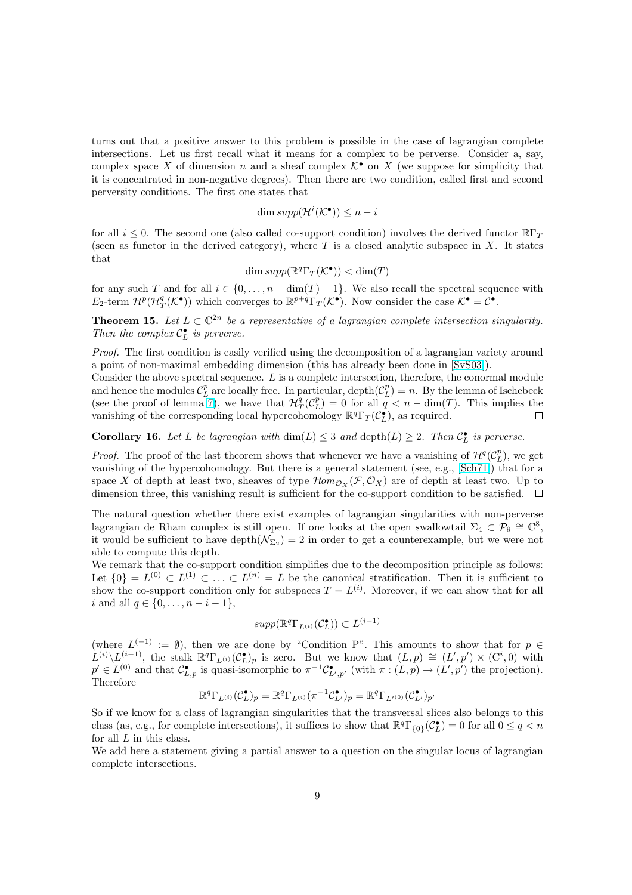turns out that a positive answer to this problem is possible in the case of lagrangian complete intersections. Let us first recall what it means for a complex to be perverse. Consider a, say, complex space $X$ of dimension $n$ and a sheaf complex $\mathcal{K}^\bullet$ on $X$ (we suppose for simplicity that it is concentrated in non-negative degrees). Then there are two condition, called first and second perversity conditions. The first one states that

$$\dim supp(\mathcal{H}^i(\mathcal{K}^\bullet)) \leq n - i$$

for all $i \leq 0$. The second one (also called co-support condition) involves the derived functor $\mathbb{R}\Gamma_T$ (seen as functor in the derived category), where $T$ is a closed analytic subspace in $X$. It states that

$$\dim supp(\mathbb{R}^q\Gamma_T(\mathcal{K}^\bullet)) < \dim(T)$$

for any such $T$ and for all $i \in \{0, \ldots, n - \dim(T) - 1\}$. We also recall the spectral sequence with $E_2$-term $\mathcal{H}^p(\mathcal{H}^q_T(\mathcal{K}^\bullet))$ which converges to $\mathbb{R}^{p+q}\Gamma_T(\mathcal{K}^\bullet)$. Now consider the case $\mathcal{K}^\bullet = \mathcal{C}^\bullet$.

**Theorem 15.** *Let $L \subset \mathbb{C}^{2n}$ be a representative of a lagrangian complete intersection singularity. Then the complex $\mathcal{C}^\bullet_L$ is perverse.*

*Proof.* The first condition is easily verified using the decomposition of a lagrangian variety around a point of non-maximal embedding dimension (this has already been done in [SvS03]).
Consider the above spectral sequence. $L$ is a complete intersection, therefore, the conormal module and hence the modules $\mathcal{C}^p_L$ are locally free. In particular, $\text{depth}(\mathcal{C}^p_L) = n$. By the lemma of Ischebeck (see the proof of lemma 7), we have that $\mathcal{H}^q_T(\mathcal{C}^p_L) = 0$ for all $q < n - \dim(T)$. This implies the vanishing of the corresponding local hypercohomology $\mathbb{R}^q\Gamma_T(\mathcal{C}^\bullet_L)$, as required. □

**Corollary 16.** *Let $L$ be lagrangian with $\dim(L) \leq 3$ and $\text{depth}(L) \geq 2$. Then $\mathcal{C}^\bullet_L$ is perverse.*

*Proof.* The proof of the last theorem shows that whenever we have a vanishing of $\mathcal{H}^q(\mathcal{C}^p_L)$, we get vanishing of the hypercohomology. But there is a general statement (see, e.g., [Sch71]) that for a space $X$ of depth at least two, sheaves of type $\mathcal{H}om_{\mathcal{O}_X}(\mathcal{F}, \mathcal{O}_X)$ are of depth at least two. Up to dimension three, this vanishing result is sufficient for the co-support condition to be satisfied. □

The natural question whether there exist examples of lagrangian singularities with non-perverse lagrangian de Rham complex is still open. If one looks at the open swallowtail $\Sigma_4 \subset \mathcal{P}_9 \cong \mathbb{C}^8$, it would be sufficient to have $\text{depth}(\mathcal{N}_{\Sigma_2}) = 2$ in order to get a counterexample, but we were not able to compute this depth.
We remark that the co-support condition simplifies due to the decomposition principle as follows: Let $\{0\} = L^{(0)} \subset L^{(1)} \subset \ldots \subset L^{(n)} = L$ be the canonical stratification. Then it is sufficient to show the co-support condition only for subspaces $T = L^{(i)}$. Moreover, if we can show that for all $i$ and all $q \in \{0, \ldots, n - i - 1\}$,

$$supp(\mathbb{R}^q\Gamma_{L^{(i)}}(\mathcal{C}^\bullet_L)) \subset L^{(i-1)}$$

(where $L^{(-1)} := \emptyset$), then we are done by "Condition P". This amounts to show that for $p \in L^{(i)} \backslash L^{(i-1)}$, the stalk $\mathbb{R}^q\Gamma_{L^{(i)}}(\mathcal{C}^\bullet_L)_p$ is zero. But we know that $(L, p) \cong (L', p') \times (\mathbb{C}^i, 0)$ with $p' \in L^{(0)}$ and that $\mathcal{C}^\bullet_{L,p}$ is quasi-isomorphic to $\pi^{-1}\mathcal{C}^\bullet_{L',p'}$ (with $\pi : (L, p) \to (L', p')$ the projection). Therefore

$$\mathbb{R}^q\Gamma_{L^{(i)}}(\mathcal{C}^\bullet_L)_p = \mathbb{R}^q\Gamma_{L^{(i)}}(\pi^{-1}\mathcal{C}^\bullet_{L'})_p = \mathbb{R}^q\Gamma_{L'^{(0)}}(\mathcal{C}^\bullet_{L'})_{p'}$$

So if we know for a class of lagrangian singularities that the transversal slices also belongs to this class (as, e.g., for complete intersections), it suffices to show that $\mathbb{R}^q\Gamma_{\{0\}}(\mathcal{C}^\bullet_L) = 0$ for all $0 \leq q < n$ for all $L$ in this class.
We add here a statement giving a partial answer to a question on the singular locus of lagrangian complete intersections.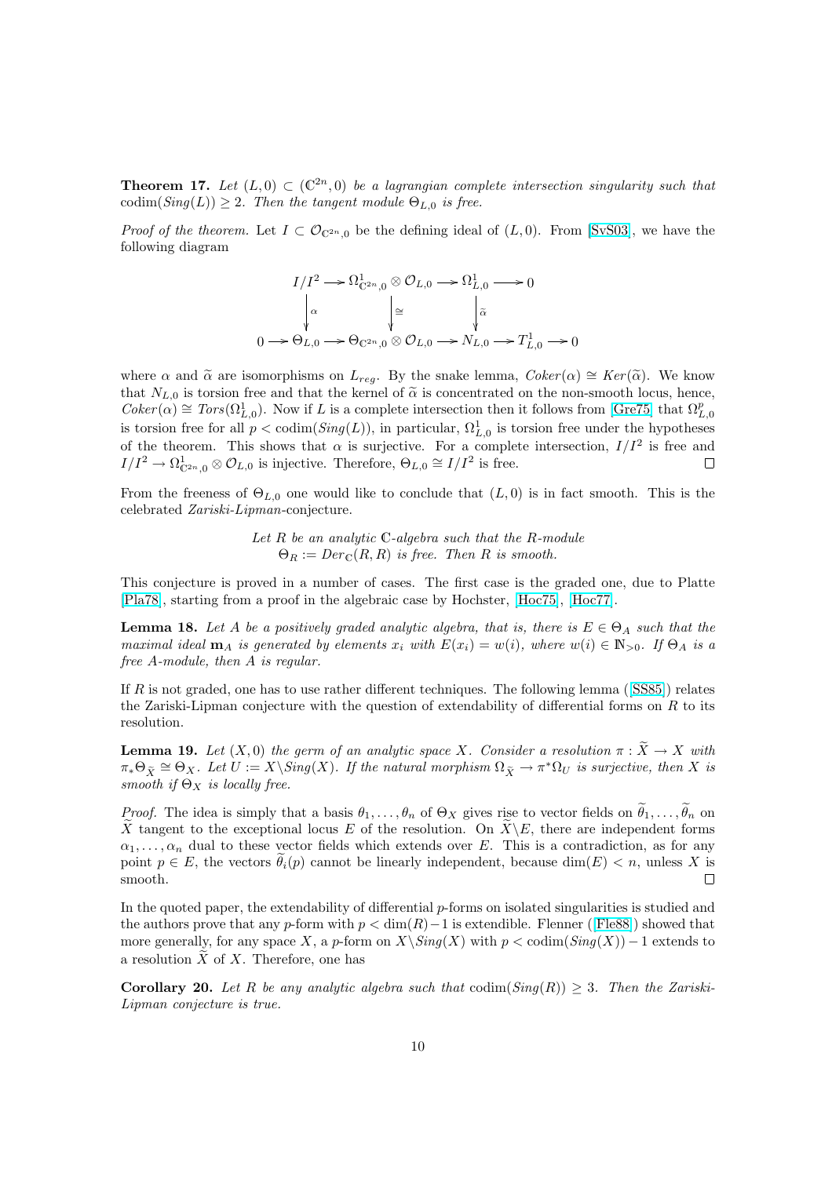**Theorem 17.** *Let $(L,0) \subset (\mathbb{C}^{2n},0)$ be a lagrangian complete intersection singularity such that $\operatorname{codim}(Sing(L)) \geq 2$. Then the tangent module $\Theta_{L,0}$ is free.*

*Proof of the theorem.* Let $I \subset \mathcal{O}_{\mathbb{C}^{2n},0}$ be the defining ideal of $(L,0)$. From [SvS03], we have the following diagram

$$\begin{array}{ccccccccc} & & I/I^2 & \longrightarrow & \Omega^1_{\mathbb{C}^{2n},0} \otimes \mathcal{O}_{L,0} & \longrightarrow & \Omega^1_{L,0} & \longrightarrow & 0 \\ & & \downarrow \alpha & & \downarrow \cong & & \downarrow \widetilde{\alpha} & & \\ 0 & \longrightarrow & \Theta_{L,0} & \longrightarrow & \Theta_{\mathbb{C}^{2n},0} \otimes \mathcal{O}_{L,0} & \longrightarrow & N_{L,0} & \longrightarrow & T^1_{L,0} \longrightarrow 0 \end{array}$$

where $\alpha$ and $\widetilde{\alpha}$ are isomorphisms on $L_{reg}$. By the snake lemma, $Coker(\alpha) \cong Ker(\widetilde{\alpha})$. We know that $N_{L,0}$ is torsion free and that the kernel of $\widetilde{\alpha}$ is concentrated on the non-smooth locus, hence, $Coker(\alpha) \cong Tors(\Omega^1_{L,0})$. Now if $L$ is a complete intersection then it follows from [Gre75] that $\Omega^p_{L,0}$ is torsion free for all $p < \operatorname{codim}(Sing(L))$, in particular, $\Omega^1_{L,0}$ is torsion free under the hypotheses of the theorem. This shows that $\alpha$ is surjective. For a complete intersection, $I/I^2$ is free and $I/I^2 \to \Omega^1_{\mathbb{C}^{2n},0} \otimes \mathcal{O}_{L,0}$ is injective. Therefore, $\Theta_{L,0} \cong I/I^2$ is free. $\square$

From the freeness of $\Theta_{L,0}$ one would like to conclude that $(L,0)$ is in fact smooth. This is the celebrated *Zariski-Lipman*-conjecture.

*Let $R$ be an analytic $\mathbb{C}$-algebra such that the $R$-module $\Theta_R := Der_{\mathbb{C}}(R,R)$ is free. Then $R$ is smooth.*

This conjecture is proved in a number of cases. The first case is the graded one, due to Platte [Pla78], starting from a proof in the algebraic case by Hochster, [Hoc75], [Hoc77].

**Lemma 18.** *Let $A$ be a positively graded analytic algebra, that is, there is $E \in \Theta_A$ such that the maximal ideal $\mathbf{m}_A$ is generated by elements $x_i$ with $E(x_i) = w(i)$, where $w(i) \in \mathbb{N}_{>0}$. If $\Theta_A$ is a free $A$-module, then $A$ is regular.*

If $R$ is not graded, one has to use rather different techniques. The following lemma ([SS85]) relates the Zariski-Lipman conjecture with the question of extendability of differential forms on $R$ to its resolution.

**Lemma 19.** *Let $(X,0)$ the germ of an analytic space $X$. Consider a resolution $\pi : \widetilde{X} \to X$ with $\pi_*\Theta_{\widetilde{X}} \cong \Theta_X$. Let $U := X \backslash Sing(X)$. If the natural morphism $\Omega_{\widetilde{X}} \to \pi^*\Omega_U$ is surjective, then $X$ is smooth if $\Theta_X$ is locally free.*

*Proof.* The idea is simply that a basis $\theta_1, \ldots, \theta_n$ of $\Theta_X$ gives rise to vector fields on $\widetilde{\theta}_1, \ldots, \widetilde{\theta}_n$ on $\widetilde{X}$ tangent to the exceptional locus $E$ of the resolution. On $\widetilde{X} \backslash E$, there are independent forms $\alpha_1, \ldots, \alpha_n$ dual to these vector fields which extends over $E$. This is a contradiction, as for any point $p \in E$, the vectors $\widetilde{\theta}_i(p)$ cannot be linearly independent, because $\dim(E) < n$, unless $X$ is smooth. $\square$

In the quoted paper, the extendability of differential $p$-forms on isolated singularities is studied and the authors prove that any $p$-form with $p < \dim(R) - 1$ is extendible. Flenner ([Fle88]) showed that more generally, for any space $X$, a $p$-form on $X \backslash Sing(X)$ with $p < \operatorname{codim}(Sing(X)) - 1$ extends to a resolution $\widetilde{X}$ of $X$. Therefore, one has

**Corollary 20.** *Let $R$ be any analytic algebra such that $\operatorname{codim}(Sing(R)) \geq 3$. Then the Zariski-Lipman conjecture is true.*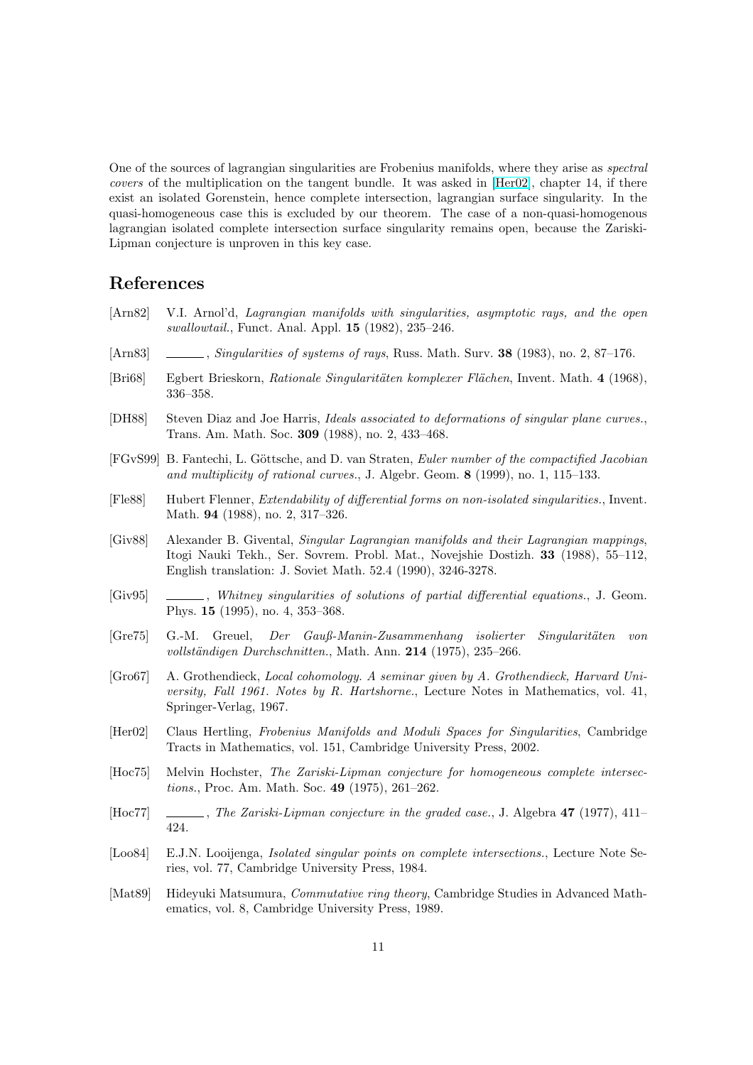One of the sources of lagrangian singularities are Frobenius manifolds, where they arise as *spectral covers* of the multiplication on the tangent bundle. It was asked in [Her02], chapter 14, if there exist an isolated Gorenstein, hence complete intersection, lagrangian surface singularity. In the quasi-homogeneous case this is excluded by our theorem. The case of a non-quasi-homogenous lagrangian isolated complete intersection surface singularity remains open, because the Zariski-Lipman conjecture is unproven in this key case.

## References

[Arn82] V.I. Arnol'd, *Lagrangian manifolds with singularities, asymptotic rays, and the open swallowtail.*, Funct. Anal. Appl. **15** (1982), 235–246.

[Arn83] ______, *Singularities of systems of rays*, Russ. Math. Surv. **38** (1983), no. 2, 87–176.

[Bri68] Egbert Brieskorn, *Rationale Singularitäten komplexer Flächen*, Invent. Math. **4** (1968), 336–358.

[DH88] Steven Diaz and Joe Harris, *Ideals associated to deformations of singular plane curves.*, Trans. Am. Math. Soc. **309** (1988), no. 2, 433–468.

[FGvS99] B. Fantechi, L. Göttsche, and D. van Straten, *Euler number of the compactified Jacobian and multiplicity of rational curves.*, J. Algebr. Geom. **8** (1999), no. 1, 115–133.

[Fle88] Hubert Flenner, *Extendability of differential forms on non-isolated singularities.*, Invent. Math. **94** (1988), no. 2, 317–326.

[Giv88] Alexander B. Givental, *Singular Lagrangian manifolds and their Lagrangian mappings*, Itogi Nauki Tekh., Ser. Sovrem. Probl. Mat., Novejshie Dostizh. **33** (1988), 55–112, English translation: J. Soviet Math. 52.4 (1990), 3246-3278.

[Giv95] ______, *Whitney singularities of solutions of partial differential equations.*, J. Geom. Phys. **15** (1995), no. 4, 353–368.

[Gre75] G.-M. Greuel, *Der Gauß-Manin-Zusammenhang isolierter Singularitäten von vollständigen Durchschnitten.*, Math. Ann. **214** (1975), 235–266.

[Gro67] A. Grothendieck, *Local cohomology. A seminar given by A. Grothendieck, Harvard University, Fall 1961. Notes by R. Hartshorne.*, Lecture Notes in Mathematics, vol. 41, Springer-Verlag, 1967.

[Her02] Claus Hertling, *Frobenius Manifolds and Moduli Spaces for Singularities*, Cambridge Tracts in Mathematics, vol. 151, Cambridge University Press, 2002.

[Hoc75] Melvin Hochster, *The Zariski-Lipman conjecture for homogeneous complete intersections.*, Proc. Am. Math. Soc. **49** (1975), 261–262.

[Hoc77] ______, *The Zariski-Lipman conjecture in the graded case.*, J. Algebra **47** (1977), 411–424.

[Loo84] E.J.N. Looijenga, *Isolated singular points on complete intersections.*, Lecture Note Series, vol. 77, Cambridge University Press, 1984.

[Mat89] Hideyuki Matsumura, *Commutative ring theory*, Cambridge Studies in Advanced Mathematics, vol. 8, Cambridge University Press, 1989.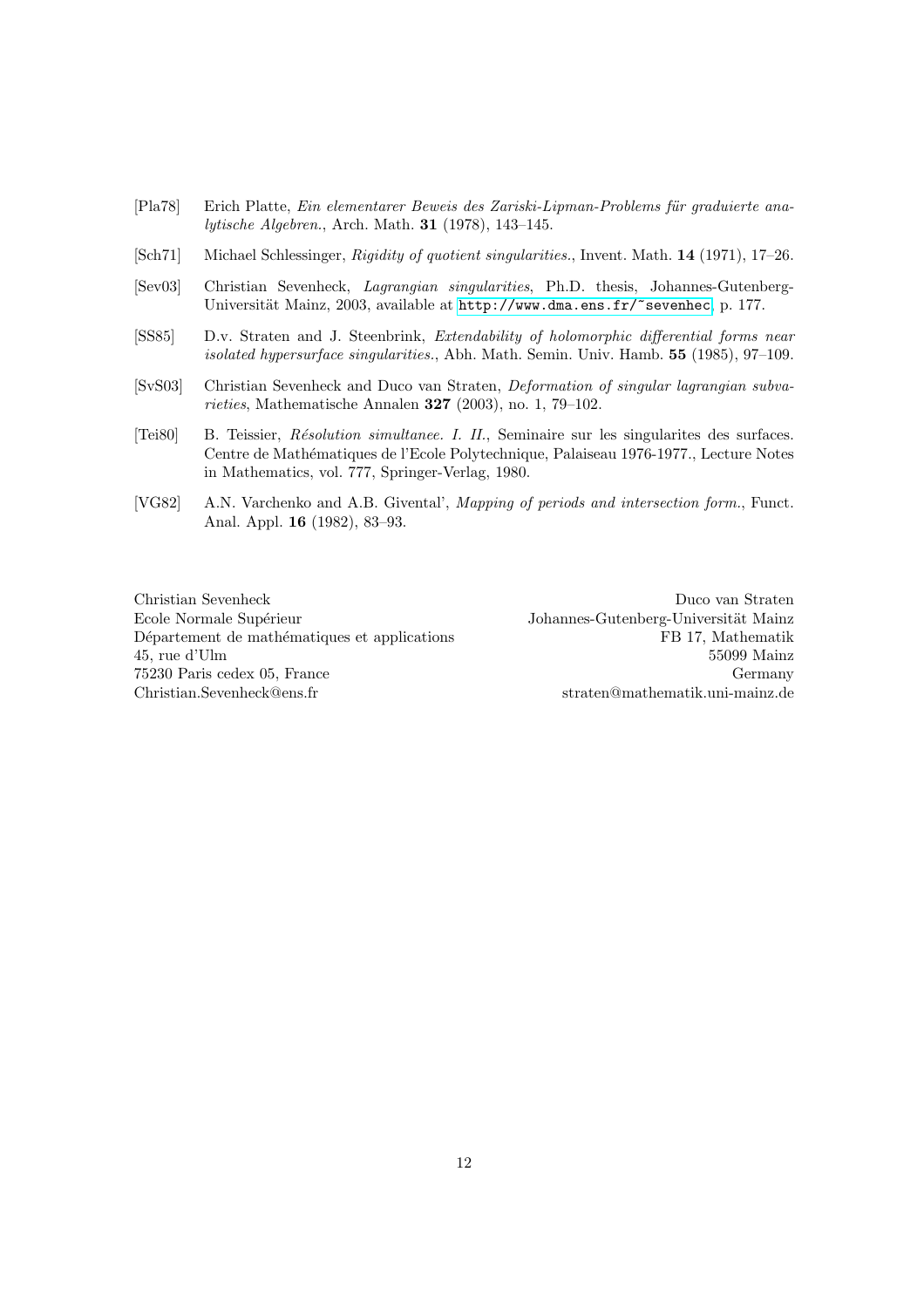- [Pla78] Erich Platte, *Ein elementarer Beweis des Zariski-Lipman-Problems für graduierte analytische Algebren.*, Arch. Math. **31** (1978), 143–145.
- [Sch71] Michael Schlessinger, *Rigidity of quotient singularities.*, Invent. Math. **14** (1971), 17–26.
- [Sev03] Christian Sevenheck, *Lagrangian singularities*, Ph.D. thesis, Johannes-Gutenberg-Universität Mainz, 2003, available at http://www.dma.ens.fr/~sevenhec, p. 177.
- [SS85] D.v. Straten and J. Steenbrink, *Extendability of holomorphic differential forms near isolated hypersurface singularities.*, Abh. Math. Semin. Univ. Hamb. **55** (1985), 97–109.
- [SvS03] Christian Sevenheck and Duco van Straten, *Deformation of singular lagrangian subvarieties*, Mathematische Annalen **327** (2003), no. 1, 79–102.
- [Tei80] B. Teissier, *Résolution simultanee. I. II.*, Seminaire sur les singularites des surfaces. Centre de Mathématiques de l'Ecole Polytechnique, Palaiseau 1976-1977., Lecture Notes in Mathematics, vol. 777, Springer-Verlag, 1980.
- [VG82] A.N. Varchenko and A.B. Givental', *Mapping of periods and intersection form.*, Funct. Anal. Appl. **16** (1982), 83–93.

Christian Sevenheck
Ecole Normale Supérieur
Département de mathématiques et applications
45, rue d'Ulm
75230 Paris cedex 05, France
Christian.Sevenheck@ens.fr

Duco van Straten
Johannes-Gutenberg-Universität Mainz
FB 17, Mathematik
55099 Mainz
Germany
straten@mathematik.uni-mainz.de